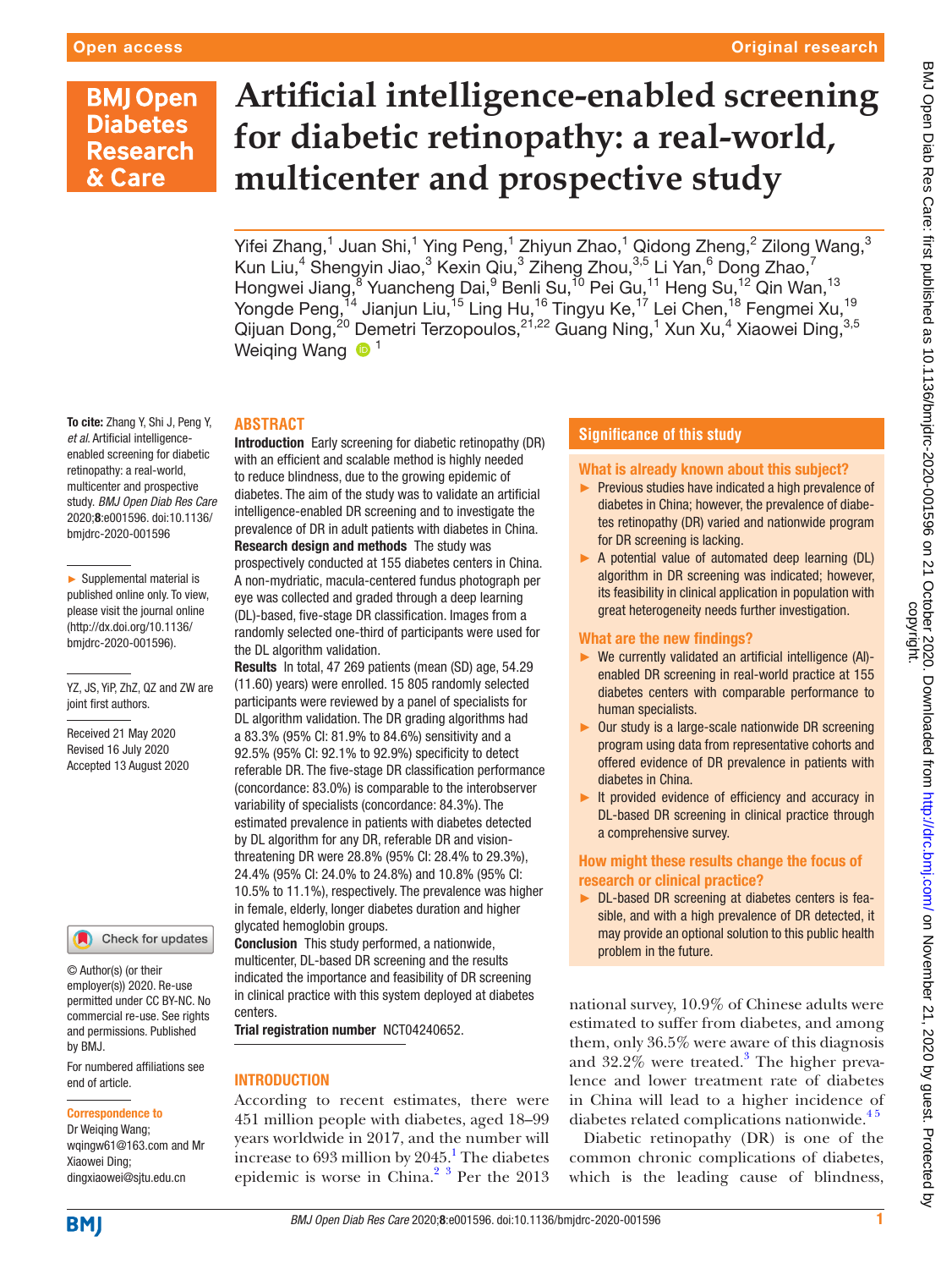Open access

Original research

# Artificial intelligence-enabled screening for diabetic retinopathy: a real-world, multicenter and prospective study

Yifei Zhang,[1] Juan Shi,[1] Ying Peng,[1] Zhiyun Zhao,[1] Qidong Zheng,[2] Zilong Wang,[3] Kun Liu,[4] Shengyin Jiao,[3] Kexin Qiu,[3] Ziheng Zhou,[3,5] Li Yan,[6] Dong Zhao,[7] Hongwei Jiang,[8] Yuancheng Dai,[9] Benli Su,[10] Pei Gu,[11] Heng Su,[12] Qin Wan,[13] Yongde Peng,[14] Jianjun Liu,[15] Ling Hu,[16] Tingyu Ke,[17] Lei Chen,[18] Fengmei Xu,[19] Qijuan Dong,[20] Demetri Terzopoulos,[21,22] Guang Ning,[1] Xun Xu,[4] Xiaowei Ding,[3,5] Weiqing Wang [1]

**To cite:** Zhang Y, Shi J, Peng Y, *et al*. Artificial intelligence-enabled screening for diabetic retinopathy: a real-world, multicenter and prospective study. *BMJ Open Diab Res Care* 2020;**8**:e001596. doi:10.1136/bmjdrc-2020-001596

► Supplemental material is published online only. To view, please visit the journal online (http://dx.doi.org/10.1136/bmjdrc-2020-001596).

YZ, JS, YiP, ZhZ, QZ and ZW are joint first authors.

Received 21 May 2020
Revised 16 July 2020
Accepted 13 August 2020

© Author(s) (or their employer(s)) 2020. Re-use permitted under CC BY-NC. No commercial re-use. See rights and permissions. Published by BMJ.

For numbered affiliations see end of article.

**Correspondence to**
Dr Weiqing Wang; wqingw61@163.com and Mr Xiaowei Ding; dingxiaowei@sjtu.edu.cn

## ABSTRACT

**Introduction** Early screening for diabetic retinopathy (DR) with an efficient and scalable method is highly needed to reduce blindness, due to the growing epidemic of diabetes. The aim of the study was to validate an artificial intelligence-enabled DR screening and to investigate the prevalence of DR in adult patients with diabetes in China.

**Research design and methods** The study was prospectively conducted at 155 diabetes centers in China. A non-mydriatic, macula-centered fundus photograph per eye was collected and graded through a deep learning (DL)-based, five-stage DR classification. Images from a randomly selected one-third of participants were used for the DL algorithm validation.

**Results** In total, 47 269 patients (mean (SD) age, 54.29 (11.60) years) were enrolled. 15 805 randomly selected participants were reviewed by a panel of specialists for DL algorithm validation. The DR grading algorithms had a 83.3% (95% CI: 81.9% to 84.6%) sensitivity and a 92.5% (95% CI: 92.1% to 92.9%) specificity to detect referable DR. The five-stage DR classification performance (concordance: 83.0%) is comparable to the interobserver variability of specialists (concordance: 84.3%). The estimated prevalence in patients with diabetes detected by DL algorithm for any DR, referable DR and vision-threatening DR were 28.8% (95% CI: 28.4% to 29.3%), 24.4% (95% CI: 24.0% to 24.8%) and 10.8% (95% CI: 10.5% to 11.1%), respectively. The prevalence was higher in female, elderly, longer diabetes duration and higher glycated hemoglobin groups.

**Conclusion** This study performed, a nationwide, multicenter, DL-based DR screening and the results indicated the importance and feasibility of DR screening in clinical practice with this system deployed at diabetes centers.

**Trial registration number** NCT04240652.

### Significance of this study

**What is already known about this subject?**

- ► Previous studies have indicated a high prevalence of diabetes in China; however, the prevalence of diabetes retinopathy (DR) varied and nationwide program for DR screening is lacking.
- ► A potential value of automated deep learning (DL) algorithm in DR screening was indicated; however, its feasibility in clinical application in population with great heterogeneity needs further investigation.

**What are the new findings?**

- ► We currently validated an artificial intelligence (AI)-enabled DR screening in real-world practice at 155 diabetes centers with comparable performance to human specialists.
- ► Our study is a large-scale nationwide DR screening program using data from representative cohorts and offered evidence of DR prevalence in patients with diabetes in China.
- ► It provided evidence of efficiency and accuracy in DL-based DR screening in clinical practice through a comprehensive survey.

**How might these results change the focus of research or clinical practice?**

- ► DL-based DR screening at diabetes centers is feasible, and with a high prevalence of DR detected, it may provide an optional solution to this public health problem in the future.

## INTRODUCTION

According to recent estimates, there were 451 million people with diabetes, aged 18–99 years worldwide in 2017, and the number will increase to 693 million by 2045.[1] The diabetes epidemic is worse in China.[2 3] Per the 2013 national survey, 10.9% of Chinese adults were estimated to suffer from diabetes, and among them, only 36.5% were aware of this diagnosis and 32.2% were treated.[3] The higher prevalence and lower treatment rate of diabetes in China will lead to a higher incidence of diabetes related complications nationwide.[4 5]

Diabetic retinopathy (DR) is one of the common chronic complications of diabetes, which is the leading cause of blindness,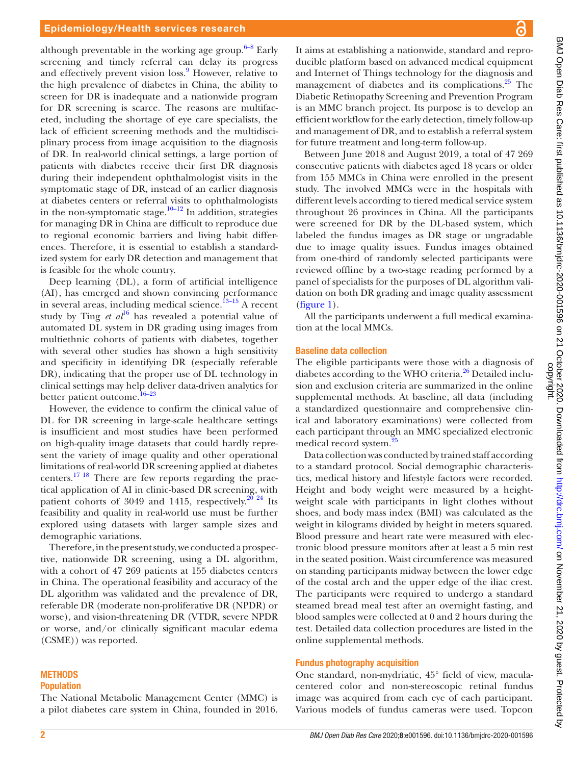although preventable in the working age group.[6–8] Early screening and timely referral can delay its progress and effectively prevent vision loss.[9] However, relative to the high prevalence of diabetes in China, the ability to screen for DR is inadequate and a nationwide program for DR screening is scarce. The reasons are multifaceted, including the shortage of eye care specialists, the lack of efficient screening methods and the multidisciplinary process from image acquisition to the diagnosis of DR. In real-world clinical settings, a large portion of patients with diabetes receive their first DR diagnosis during their independent ophthalmologist visits in the symptomatic stage of DR, instead of an earlier diagnosis at diabetes centers or referral visits to ophthalmologists in the non-symptomatic stage.[10–12] In addition, strategies for managing DR in China are difficult to reproduce due to regional economic barriers and living habit differences. Therefore, it is essential to establish a standardized system for early DR detection and management that is feasible for the whole country.

Deep learning (DL), a form of artificial intelligence (AI), has emerged and shown convincing performance in several areas, including medical science.[13–15] A recent study by Ting *et al*[16] has revealed a potential value of automated DL system in DR grading using images from multiethnic cohorts of patients with diabetes, together with several other studies has shown a high sensitivity and specificity in identifying DR (especially referable DR), indicating that the proper use of DL technology in clinical settings may help deliver data-driven analytics for better patient outcome.[16–23]

However, the evidence to confirm the clinical value of DL for DR screening in large-scale healthcare settings is insufficient and most studies have been performed on high-quality image datasets that could hardly represent the variety of image quality and other operational limitations of real-world DR screening applied at diabetes centers.[17 18] There are few reports regarding the practical application of AI in clinic-based DR screening, with patient cohorts of 3049 and 1415, respectively.[20 24] Its feasibility and quality in real-world use must be further explored using datasets with larger sample sizes and demographic variations.

Therefore, in the present study, we conducted a prospective, nationwide DR screening, using a DL algorithm, with a cohort of 47 269 patients at 155 diabetes centers in China. The operational feasibility and accuracy of the DL algorithm was validated and the prevalence of DR, referable DR (moderate non-proliferative DR (NPDR) or worse), and vision-threatening DR (VTDR, severe NPDR or worse, and/or clinically significant macular edema (CSME)) was reported.

## METHODS

### Population

The National Metabolic Management Center (MMC) is a pilot diabetes care system in China, founded in 2016. It aims at establishing a nationwide, standard and reproducible platform based on advanced medical equipment and Internet of Things technology for the diagnosis and management of diabetes and its complications.[25] The Diabetic Retinopathy Screening and Prevention Program is an MMC branch project. Its purpose is to develop an efficient workflow for the early detection, timely follow-up and management of DR, and to establish a referral system for future treatment and long-term follow-up.

Between June 2018 and August 2019, a total of 47 269 consecutive patients with diabetes aged 18 years or older from 155 MMCs in China were enrolled in the present study. The involved MMCs were in the hospitals with different levels according to tiered medical service system throughout 26 provinces in China. All the participants were screened for DR by the DL-based system, which labeled the fundus images as DR stage or ungradable due to image quality issues. Fundus images obtained from one-third of randomly selected participants were reviewed offline by a two-stage reading performed by a panel of specialists for the purposes of DL algorithm validation on both DR grading and image quality assessment (figure 1).

All the participants underwent a full medical examination at the local MMCs.

### Baseline data collection

The eligible participants were those with a diagnosis of diabetes according to the WHO criteria.[26] Detailed inclusion and exclusion criteria are summarized in the online supplemental methods. At baseline, all data (including a standardized questionnaire and comprehensive clinical and laboratory examinations) were collected from each participant through an MMC specialized electronic medical record system.[25]

Data collection was conducted by trained staff according to a standard protocol. Social demographic characteristics, medical history and lifestyle factors were recorded. Height and body weight were measured by a height-weight scale with participants in light clothes without shoes, and body mass index (BMI) was calculated as the weight in kilograms divided by height in meters squared. Blood pressure and heart rate were measured with electronic blood pressure monitors after at least a 5 min rest in the seated position. Waist circumference was measured on standing participants midway between the lower edge of the costal arch and the upper edge of the iliac crest. The participants were required to undergo a standard steamed bread meal test after an overnight fasting, and blood samples were collected at 0 and 2 hours during the test. Detailed data collection procedures are listed in the online supplemental methods.

### Fundus photography acquisition

One standard, non-mydriatic, 45° field of view, macula-centered color and non-stereoscopic retinal fundus image was acquired from each eye of each participant. Various models of fundus cameras were used. Topcon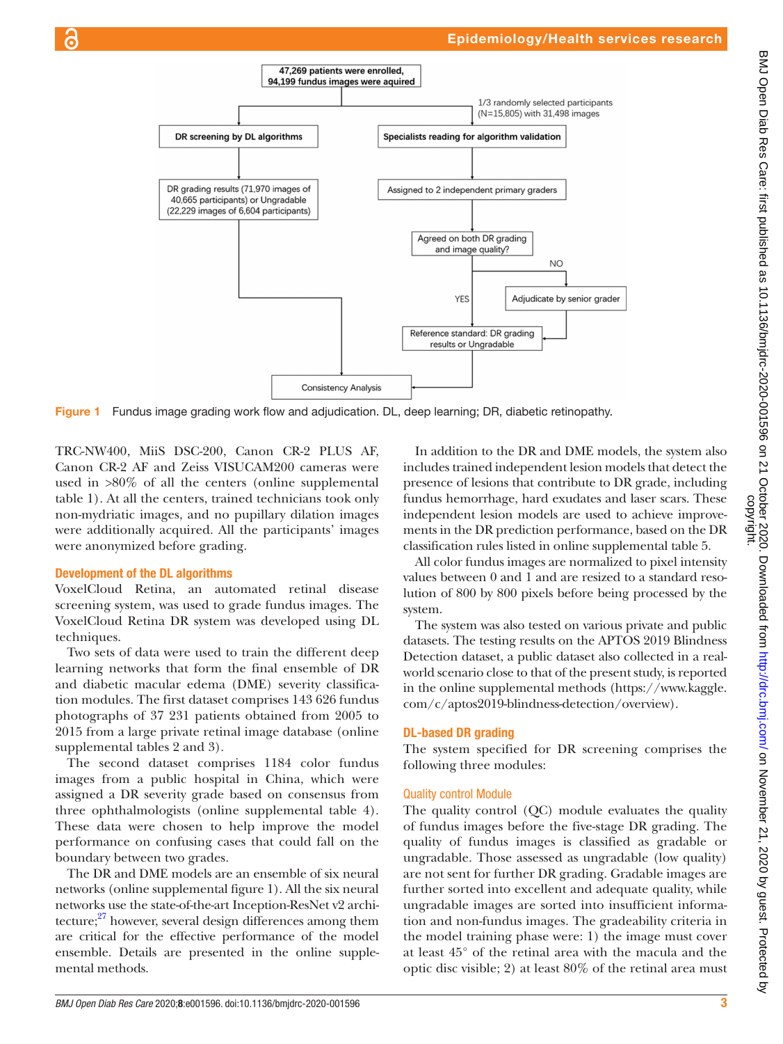Figure 1 Fundus image grading work flow and adjudication. DL, deep learning; DR, diabetic retinopathy.

TRC-NW400, MiiS DSC-200, Canon CR-2 PLUS AF, Canon CR-2 AF and Zeiss VISUCAM200 cameras were used in >80% of all the centers (online supplemental table 1). At all the centers, trained technicians took only non-mydriatic images, and no pupillary dilation images were additionally acquired. All the participants' images were anonymized before grading.

### Development of the DL algorithms

VoxelCloud Retina, an automated retinal disease screening system, was used to grade fundus images. The VoxelCloud Retina DR system was developed using DL techniques.

Two sets of data were used to train the different deep learning networks that form the final ensemble of DR and diabetic macular edema (DME) severity classification modules. The first dataset comprises 143 626 fundus photographs of 37 231 patients obtained from 2005 to 2015 from a large private retinal image database (online supplemental tables 2 and 3).

The second dataset comprises 1184 color fundus images from a public hospital in China, which were assigned a DR severity grade based on consensus from three ophthalmologists (online supplemental table 4). These data were chosen to help improve the model performance on confusing cases that could fall on the boundary between two grades.

The DR and DME models are an ensemble of six neural networks (online supplemental figure 1). All the six neural networks use the state-of-the-art Inception-ResNet v2 architecture;[27] however, several design differences among them are critical for the effective performance of the model ensemble. Details are presented in the online supplemental methods.

In addition to the DR and DME models, the system also includes trained independent lesion models that detect the presence of lesions that contribute to DR grade, including fundus hemorrhage, hard exudates and laser scars. These independent lesion models are used to achieve improvements in the DR prediction performance, based on the DR classification rules listed in online supplemental table 5.

All color fundus images are normalized to pixel intensity values between 0 and 1 and are resized to a standard resolution of 800 by 800 pixels before being processed by the system.

The system was also tested on various private and public datasets. The testing results on the APTOS 2019 Blindness Detection dataset, a public dataset also collected in a real-world scenario close to that of the present study, is reported in the online supplemental methods (https://www.kaggle.com/c/aptos2019-blindness-detection/overview).

### DL-based DR grading

The system specified for DR screening comprises the following three modules:

#### Quality control Module

The quality control (QC) module evaluates the quality of fundus images before the five-stage DR grading. The quality of fundus images is classified as gradable or ungradable. Those assessed as ungradable (low quality) are not sent for further DR grading. Gradable images are further sorted into excellent and adequate quality, while ungradable images are sorted into insufficient information and non-fundus images. The gradeability criteria in the model training phase were: 1) the image must cover at least 45° of the retinal area with the macula and the optic disc visible; 2) at least 80% of the retinal area must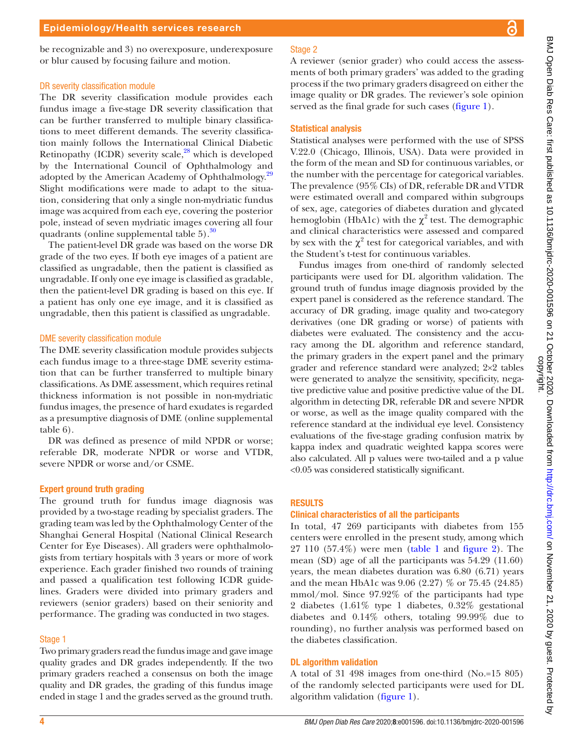be recognizable and 3) no overexposure, underexposure or blur caused by focusing failure and motion.

### DR severity classification module

The DR severity classification module provides each fundus image a five-stage DR severity classification that can be further transferred to multiple binary classifications to meet different demands. The severity classification mainly follows the International Clinical Diabetic Retinopathy (ICDR) severity scale,[28] which is developed by the International Council of Ophthalmology and adopted by the American Academy of Ophthalmology.[29] Slight modifications were made to adapt to the situation, considering that only a single non-mydriatic fundus image was acquired from each eye, covering the posterior pole, instead of seven mydriatic images covering all four quadrants (online supplemental table 5).[30]

The patient-level DR grade was based on the worse DR grade of the two eyes. If both eye images of a patient are classified as ungradable, then the patient is classified as ungradable. If only one eye image is classified as gradable, then the patient-level DR grading is based on this eye. If a patient has only one eye image, and it is classified as ungradable, then this patient is classified as ungradable.

### DME severity classification module

The DME severity classification module provides subjects each fundus image to a three-stage DME severity estimation that can be further transferred to multiple binary classifications. As DME assessment, which requires retinal thickness information is not possible in non-mydriatic fundus images, the presence of hard exudates is regarded as a presumptive diagnosis of DME (online supplemental table 6).

DR was defined as presence of mild NPDR or worse; referable DR, moderate NPDR or worse and VTDR, severe NPDR or worse and/or CSME.

## Expert ground truth grading

The ground truth for fundus image diagnosis was provided by a two-stage reading by specialist graders. The grading team was led by the Ophthalmology Center of the Shanghai General Hospital (National Clinical Research Center for Eye Diseases). All graders were ophthalmologists from tertiary hospitals with 3 years or more of work experience. Each grader finished two rounds of training and passed a qualification test following ICDR guidelines. Graders were divided into primary graders and reviewers (senior graders) based on their seniority and performance. The grading was conducted in two stages.

### Stage 1

Two primary graders read the fundus image and gave image quality grades and DR grades independently. If the two primary graders reached a consensus on both the image quality and DR grades, the grading of this fundus image ended in stage 1 and the grades served as the ground truth.

### Stage 2

A reviewer (senior grader) who could access the assessments of both primary graders' was added to the grading process if the two primary graders disagreed on either the image quality or DR grades. The reviewer's sole opinion served as the final grade for such cases (figure 1).

## Statistical analysis

Statistical analyses were performed with the use of SPSS V.22.0 (Chicago, Illinois, USA). Data were provided in the form of the mean and SD for continuous variables, or the number with the percentage for categorical variables. The prevalence (95% CIs) of DR, referable DR and VTDR were estimated overall and compared within subgroups of sex, age, categories of diabetes duration and glycated hemoglobin (HbA1c) with the $\chi^2$ test. The demographic and clinical characteristics were assessed and compared by sex with the $\chi^2$ test for categorical variables, and with the Student's t-test for continuous variables.

Fundus images from one-third of randomly selected participants were used for DL algorithm validation. The ground truth of fundus image diagnosis provided by the expert panel is considered as the reference standard. The accuracy of DR grading, image quality and two-category derivatives (one DR grading or worse) of patients with diabetes were evaluated. The consistency and the accuracy among the DL algorithm and reference standard, the primary graders in the expert panel and the primary grader and reference standard were analyzed; 2×2 tables were generated to analyze the sensitivity, specificity, negative predictive value and positive predictive value of the DL algorithm in detecting DR, referable DR and severe NPDR or worse, as well as the image quality compared with the reference standard at the individual eye level. Consistency evaluations of the five-stage grading confusion matrix by kappa index and quadratic weighted kappa scores were also calculated. All p values were two-tailed and a p value <0.05 was considered statistically significant.

# RESULTS

## Clinical characteristics of all the participants

In total, 47 269 participants with diabetes from 155 centers were enrolled in the present study, among which 27 110 (57.4%) were men (table 1 and figure 2). The mean (SD) age of all the participants was 54.29 (11.60) years, the mean diabetes duration was 6.80 (6.71) years and the mean HbA1c was 9.06 (2.27) % or 75.45 (24.85) mmol/mol. Since 97.92% of the participants had type 2 diabetes (1.61% type 1 diabetes, 0.32% gestational diabetes and 0.14% others, totaling 99.99% due to rounding), no further analysis was performed based on the diabetes classification.

## DL algorithm validation

A total of 31 498 images from one-third (No.=15 805) of the randomly selected participants were used for DL algorithm validation (figure 1).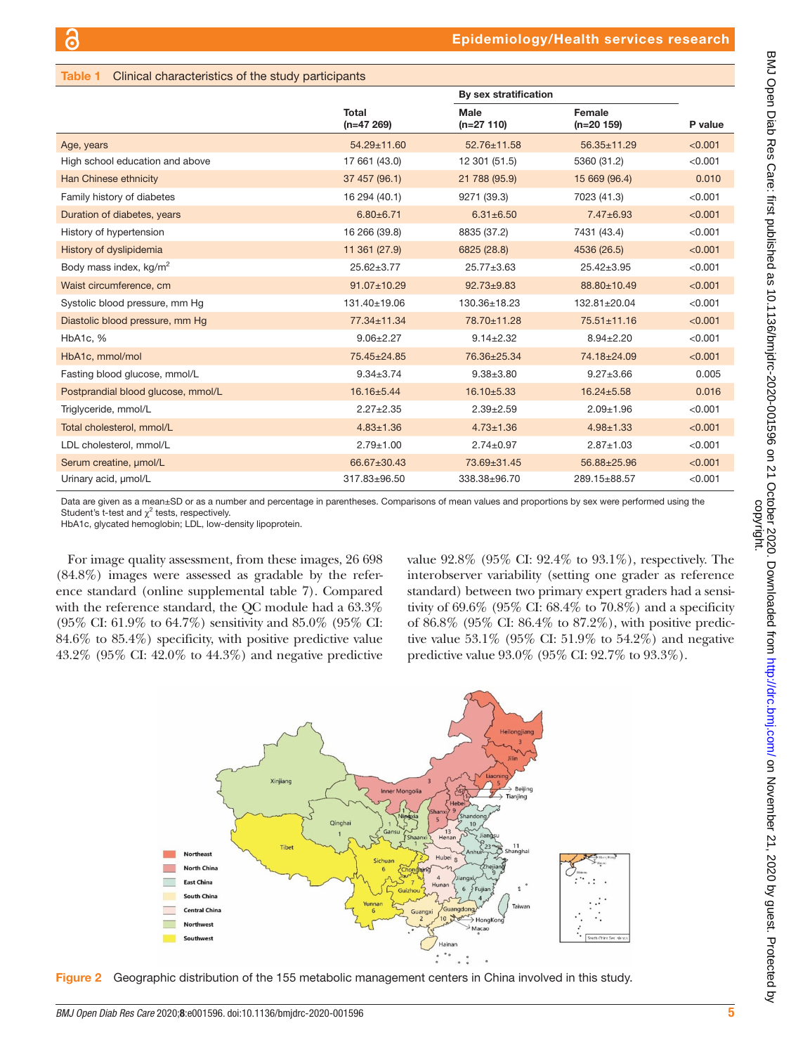**Table 1** Clinical characteristics of the study participants

| | Total (n=47 269) | By sex stratification Male (n=27 110) | Female (n=20 159) | P value |
|---|---|---|---|---|
| Age, years | 54.29±11.60 | 52.76±11.58 | 56.35±11.29 | <0.001 |
| High school education and above | 17 661 (43.0) | 12 301 (51.5) | 5360 (31.2) | <0.001 |
| Han Chinese ethnicity | 37 457 (96.1) | 21 788 (95.9) | 15 669 (96.4) | 0.010 |
| Family history of diabetes | 16 294 (40.1) | 9271 (39.3) | 7023 (41.3) | <0.001 |
| Duration of diabetes, years | 6.80±6.71 | 6.31±6.50 | 7.47±6.93 | <0.001 |
| History of hypertension | 16 266 (39.8) | 8835 (37.2) | 7431 (43.4) | <0.001 |
| History of dyslipidemia | 11 361 (27.9) | 6825 (28.8) | 4536 (26.5) | <0.001 |
| Body mass index, kg/m$^2$ | 25.62±3.77 | 25.77±3.63 | 25.42±3.95 | <0.001 |
| Waist circumference, cm | 91.07±10.29 | 92.73±9.83 | 88.80±10.49 | <0.001 |
| Systolic blood pressure, mm Hg | 131.40±19.06 | 130.36±18.23 | 132.81±20.04 | <0.001 |
| Diastolic blood pressure, mm Hg | 77.34±11.34 | 78.70±11.28 | 75.51±11.16 | <0.001 |
| HbA1c, % | 9.06±2.27 | 9.14±2.32 | 8.94±2.20 | <0.001 |
| HbA1c, mmol/mol | 75.45±24.85 | 76.36±25.34 | 74.18±24.09 | <0.001 |
| Fasting blood glucose, mmol/L | 9.34±3.74 | 9.38±3.80 | 9.27±3.66 | 0.005 |
| Postprandial blood glucose, mmol/L | 16.16±5.44 | 16.10±5.33 | 16.24±5.58 | 0.016 |
| Triglyceride, mmol/L | 2.27±2.35 | 2.39±2.59 | 2.09±1.96 | <0.001 |
| Total cholesterol, mmol/L | 4.83±1.36 | 4.73±1.36 | 4.98±1.33 | <0.001 |
| LDL cholesterol, mmol/L | 2.79±1.00 | 2.74±0.97 | 2.87±1.03 | <0.001 |
| Serum creatine, μmol/L | 66.67±30.43 | 73.69±31.45 | 56.88±25.96 | <0.001 |
| Urinary acid, μmol/L | 317.83±96.50 | 338.38±96.70 | 289.15±88.57 | <0.001 |

Data are given as a mean±SD or as a number and percentage in parentheses. Comparisons of mean values and proportions by sex were performed using the Student's t-test and $\chi^2$ tests, respectively.
HbA1c, glycated hemoglobin; LDL, low-density lipoprotein.

For image quality assessment, from these images, 26 698 (84.8%) images were assessed as gradable by the reference standard (online supplemental table 7). Compared with the reference standard, the QC module had a 63.3% (95% CI: 61.9% to 64.7%) sensitivity and 85.0% (95% CI: 84.6% to 85.4%) specificity, with positive predictive value 43.2% (95% CI: 42.0% to 44.3%) and negative predictive value 92.8% (95% CI: 92.4% to 93.1%), respectively. The interobserver variability (setting one grader as reference standard) between two primary expert graders had a sensitivity of 69.6% (95% CI: 68.4% to 70.8%) and a specificity of 86.8% (95% CI: 86.4% to 87.2%), with positive predictive value 53.1% (95% CI: 51.9% to 54.2%) and negative predictive value 93.0% (95% CI: 92.7% to 93.3%).

**Figure 2** Geographic distribution of the 155 metabolic management centers in China involved in this study.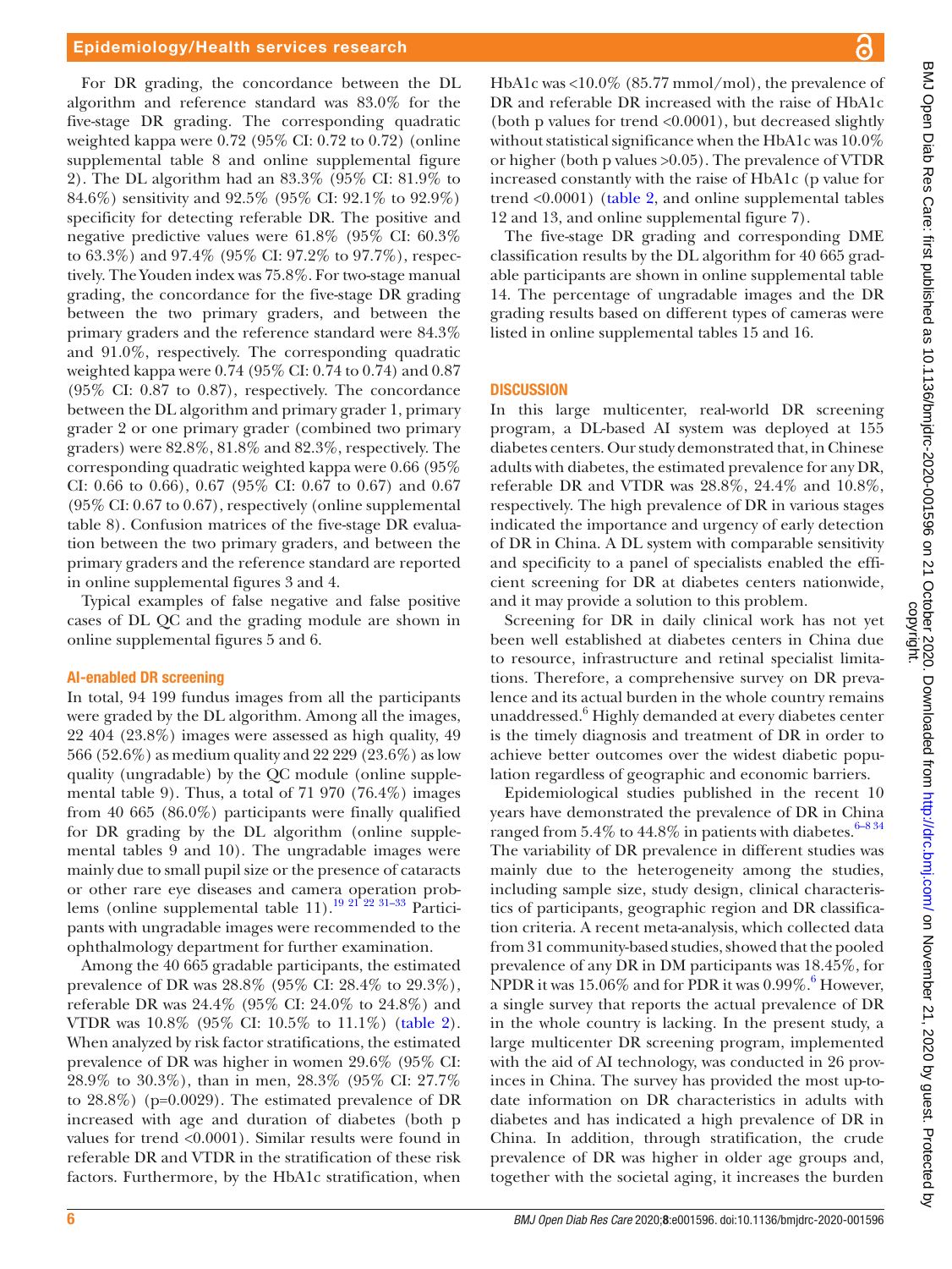For DR grading, the concordance between the DL algorithm and reference standard was 83.0% for the five-stage DR grading. The corresponding quadratic weighted kappa were 0.72 (95% CI: 0.72 to 0.72) (online supplemental table 8 and online supplemental figure 2). The DL algorithm had an 83.3% (95% CI: 81.9% to 84.6%) sensitivity and 92.5% (95% CI: 92.1% to 92.9%) specificity for detecting referable DR. The positive and negative predictive values were 61.8% (95% CI: 60.3% to 63.3%) and 97.4% (95% CI: 97.2% to 97.7%), respectively. The Youden index was 75.8%. For two-stage manual grading, the concordance for the five-stage DR grading between the two primary graders, and between the primary graders and the reference standard were 84.3% and 91.0%, respectively. The corresponding quadratic weighted kappa were 0.74 (95% CI: 0.74 to 0.74) and 0.87 (95% CI: 0.87 to 0.87), respectively. The concordance between the DL algorithm and primary grader 1, primary grader 2 or one primary grader (combined two primary graders) were 82.8%, 81.8% and 82.3%, respectively. The corresponding quadratic weighted kappa were 0.66 (95% CI: 0.66 to 0.66), 0.67 (95% CI: 0.67 to 0.67) and 0.67 (95% CI: 0.67 to 0.67), respectively (online supplemental table 8). Confusion matrices of the five-stage DR evaluation between the two primary graders, and between the primary graders and the reference standard are reported in online supplemental figures 3 and 4.

Typical examples of false negative and false positive cases of DL QC and the grading module are shown in online supplemental figures 5 and 6.

### AI-enabled DR screening

In total, 94 199 fundus images from all the participants were graded by the DL algorithm. Among all the images, 22 404 (23.8%) images were assessed as high quality, 49 566 (52.6%) as medium quality and 22 229 (23.6%) as low quality (ungradable) by the QC module (online supplemental table 9). Thus, a total of 71 970 (76.4%) images from 40 665 (86.0%) participants were finally qualified for DR grading by the DL algorithm (online supplemental tables 9 and 10). The ungradable images were mainly due to small pupil size or the presence of cataracts or other rare eye diseases and camera operation problems (online supplemental table 11).[19 21 22 31–33] Participants with ungradable images were recommended to the ophthalmology department for further examination.

Among the 40 665 gradable participants, the estimated prevalence of DR was 28.8% (95% CI: 28.4% to 29.3%), referable DR was 24.4% (95% CI: 24.0% to 24.8%) and VTDR was 10.8% (95% CI: 10.5% to 11.1%) (table 2). When analyzed by risk factor stratifications, the estimated prevalence of DR was higher in women 29.6% (95% CI: 28.9% to 30.3%), than in men, 28.3% (95% CI: 27.7% to 28.8%) (p=0.0029). The estimated prevalence of DR increased with age and duration of diabetes (both p values for trend <0.0001). Similar results were found in referable DR and VTDR in the stratification of these risk factors. Furthermore, by the HbA1c stratification, when HbA1c was <10.0% (85.77 mmol/mol), the prevalence of DR and referable DR increased with the raise of HbA1c (both p values for trend <0.0001), but decreased slightly without statistical significance when the HbA1c was 10.0% or higher (both p values >0.05). The prevalence of VTDR increased constantly with the raise of HbA1c (p value for trend <0.0001) (table 2, and online supplemental tables 12 and 13, and online supplemental figure 7).

The five-stage DR grading and corresponding DME classification results by the DL algorithm for 40 665 gradable participants are shown in online supplemental table 14. The percentage of ungradable images and the DR grading results based on different types of cameras were listed in online supplemental tables 15 and 16.

## DISCUSSION

In this large multicenter, real-world DR screening program, a DL-based AI system was deployed at 155 diabetes centers. Our study demonstrated that, in Chinese adults with diabetes, the estimated prevalence for any DR, referable DR and VTDR was 28.8%, 24.4% and 10.8%, respectively. The high prevalence of DR in various stages indicated the importance and urgency of early detection of DR in China. A DL system with comparable sensitivity and specificity to a panel of specialists enabled the efficient screening for DR at diabetes centers nationwide, and it may provide a solution to this problem.

Screening for DR in daily clinical work has not yet been well established at diabetes centers in China due to resource, infrastructure and retinal specialist limitations. Therefore, a comprehensive survey on DR prevalence and its actual burden in the whole country remains unaddressed.[6] Highly demanded at every diabetes center is the timely diagnosis and treatment of DR in order to achieve better outcomes over the widest diabetic population regardless of geographic and economic barriers.

Epidemiological studies published in the recent 10 years have demonstrated the prevalence of DR in China ranged from 5.4% to 44.8% in patients with diabetes.[6–8 34] The variability of DR prevalence in different studies was mainly due to the heterogeneity among the studies, including sample size, study design, clinical characteristics of participants, geographic region and DR classification criteria. A recent meta-analysis, which collected data from 31 community-based studies, showed that the pooled prevalence of any DR in DM participants was 18.45%, for NPDR it was 15.06% and for PDR it was 0.99%.[6] However, a single survey that reports the actual prevalence of DR in the whole country is lacking. In the present study, a large multicenter DR screening program, implemented with the aid of AI technology, was conducted in 26 provinces in China. The survey has provided the most up-to-date information on DR characteristics in adults with diabetes and has indicated a high prevalence of DR in China. In addition, through stratification, the crude prevalence of DR was higher in older age groups and, together with the societal aging, it increases the burden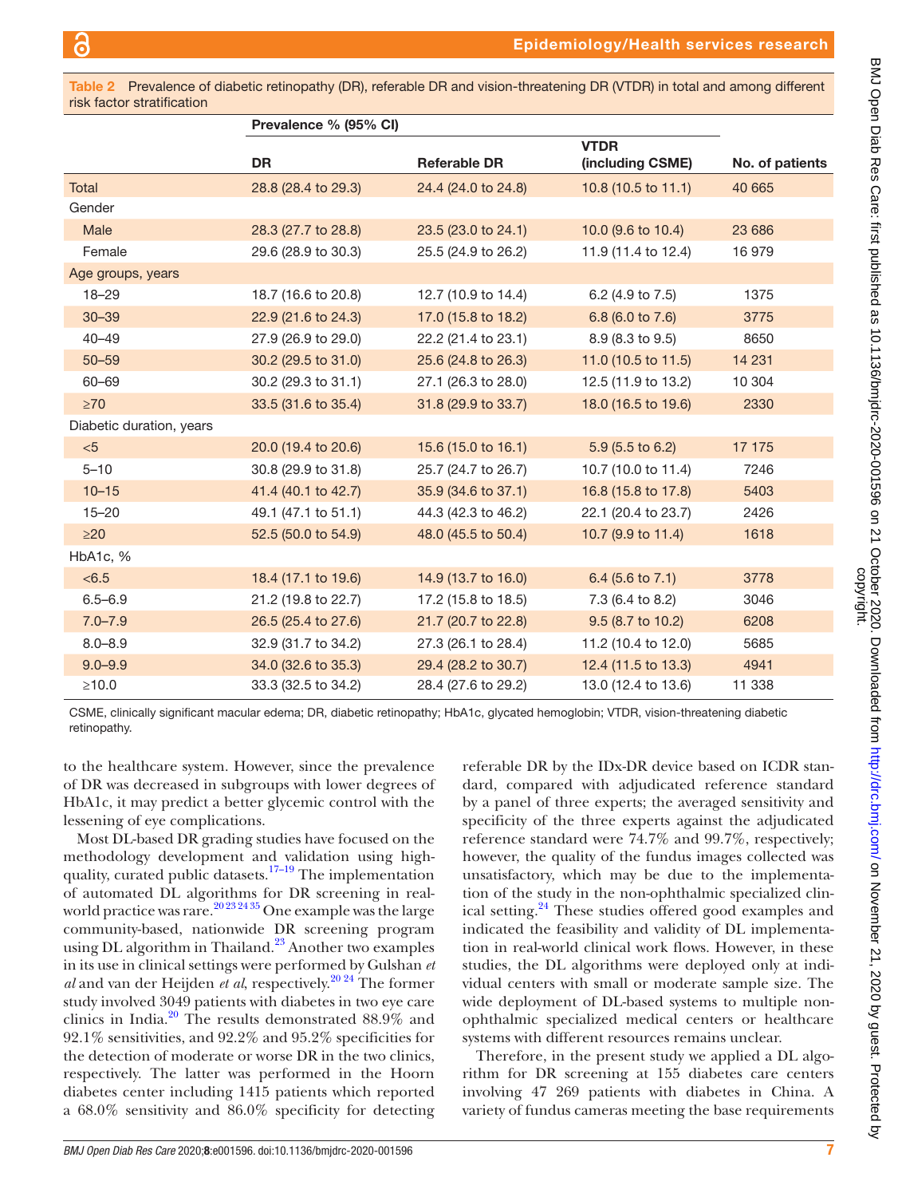Table 2 Prevalence of diabetic retinopathy (DR), referable DR and vision-threatening DR (VTDR) in total and among different risk factor stratification

| | Prevalence % (95% CI) | | | |
|---|---|---|---|---|
| | DR | Referable DR | VTDR (including CSME) | No. of patients |
| Total | 28.8 (28.4 to 29.3) | 24.4 (24.0 to 24.8) | 10.8 (10.5 to 11.1) | 40 665 |
| Gender | | | | |
| Male | 28.3 (27.7 to 28.8) | 23.5 (23.0 to 24.1) | 10.0 (9.6 to 10.4) | 23 686 |
| Female | 29.6 (28.9 to 30.3) | 25.5 (24.9 to 26.2) | 11.9 (11.4 to 12.4) | 16 979 |
| Age groups, years | | | | |
| 18–29 | 18.7 (16.6 to 20.8) | 12.7 (10.9 to 14.4) | 6.2 (4.9 to 7.5) | 1375 |
| 30–39 | 22.9 (21.6 to 24.3) | 17.0 (15.8 to 18.2) | 6.8 (6.0 to 7.6) | 3775 |
| 40–49 | 27.9 (26.9 to 29.0) | 22.2 (21.4 to 23.1) | 8.9 (8.3 to 9.5) | 8650 |
| 50–59 | 30.2 (29.5 to 31.0) | 25.6 (24.8 to 26.3) | 11.0 (10.5 to 11.5) | 14 231 |
| 60–69 | 30.2 (29.3 to 31.1) | 27.1 (26.3 to 28.0) | 12.5 (11.9 to 13.2) | 10 304 |
| ≥70 | 33.5 (31.6 to 35.4) | 31.8 (29.9 to 33.7) | 18.0 (16.5 to 19.6) | 2330 |
| Diabetic duration, years | | | | |
| <5 | 20.0 (19.4 to 20.6) | 15.6 (15.0 to 16.1) | 5.9 (5.5 to 6.2) | 17 175 |
| 5–10 | 30.8 (29.9 to 31.8) | 25.7 (24.7 to 26.7) | 10.7 (10.0 to 11.4) | 7246 |
| 10–15 | 41.4 (40.1 to 42.7) | 35.9 (34.6 to 37.1) | 16.8 (15.8 to 17.8) | 5403 |
| 15–20 | 49.1 (47.1 to 51.1) | 44.3 (42.3 to 46.2) | 22.1 (20.4 to 23.7) | 2426 |
| ≥20 | 52.5 (50.0 to 54.9) | 48.0 (45.5 to 50.4) | 10.7 (9.9 to 11.4) | 1618 |
| HbA1c, % | | | | |
| <6.5 | 18.4 (17.1 to 19.6) | 14.9 (13.7 to 16.0) | 6.4 (5.6 to 7.1) | 3778 |
| 6.5–6.9 | 21.2 (19.8 to 22.7) | 17.2 (15.8 to 18.5) | 7.3 (6.4 to 8.2) | 3046 |
| 7.0–7.9 | 26.5 (25.4 to 27.6) | 21.7 (20.7 to 22.8) | 9.5 (8.7 to 10.2) | 6208 |
| 8.0–8.9 | 32.9 (31.7 to 34.2) | 27.3 (26.1 to 28.4) | 11.2 (10.4 to 12.0) | 5685 |
| 9.0–9.9 | 34.0 (32.6 to 35.3) | 29.4 (28.2 to 30.7) | 12.4 (11.5 to 13.3) | 4941 |
| ≥10.0 | 33.3 (32.5 to 34.2) | 28.4 (27.6 to 29.2) | 13.0 (12.4 to 13.6) | 11 338 |

CSME, clinically significant macular edema; DR, diabetic retinopathy; HbA1c, glycated hemoglobin; VTDR, vision-threatening diabetic retinopathy.

to the healthcare system. However, since the prevalence of DR was decreased in subgroups with lower degrees of HbA1c, it may predict a better glycemic control with the lessening of eye complications.

Most DL-based DR grading studies have focused on the methodology development and validation using high-quality, curated public datasets.[17–19] The implementation of automated DL algorithms for DR screening in real-world practice was rare.[20 23 24 35] One example was the large community-based, nationwide DR screening program using DL algorithm in Thailand.[23] Another two examples in its use in clinical settings were performed by Gulshan *et al* and van der Heijden *et al*, respectively.[20 24] The former study involved 3049 patients with diabetes in two eye care clinics in India.[20] The results demonstrated 88.9% and 92.1% sensitivities, and 92.2% and 95.2% specificities for the detection of moderate or worse DR in the two clinics, respectively. The latter was performed in the Hoorn diabetes center including 1415 patients which reported a 68.0% sensitivity and 86.0% specificity for detecting referable DR by the IDx-DR device based on ICDR standard, compared with adjudicated reference standard by a panel of three experts; the averaged sensitivity and specificity of the three experts against the adjudicated reference standard were 74.7% and 99.7%, respectively; however, the quality of the fundus images collected was unsatisfactory, which may be due to the implementation of the study in the non-ophthalmic specialized clinical setting.[24] These studies offered good examples and indicated the feasibility and validity of DL implementation in real-world clinical work flows. However, in these studies, the DL algorithms were deployed only at individual centers with small or moderate sample size. The wide deployment of DL-based systems to multiple non-ophthalmic specialized medical centers or healthcare systems with different resources remains unclear.

Therefore, in the present study we applied a DL algorithm for DR screening at 155 diabetes care centers involving 47 269 patients with diabetes in China. A variety of fundus cameras meeting the base requirements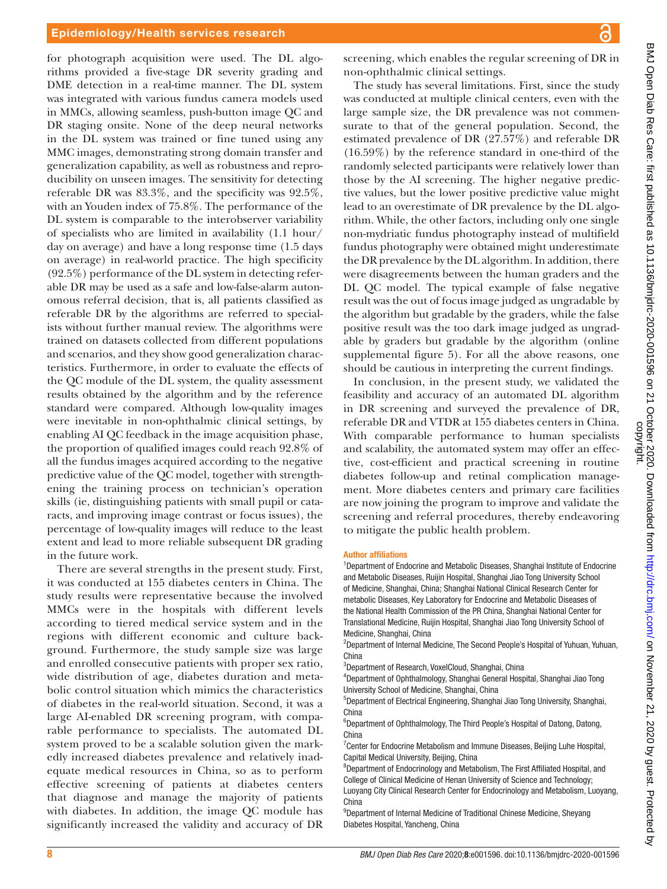for photograph acquisition were used. The DL algorithms provided a five-stage DR severity grading and DME detection in a real-time manner. The DL system was integrated with various fundus camera models used in MMCs, allowing seamless, push-button image QC and DR staging onsite. None of the deep neural networks in the DL system was trained or fine tuned using any MMC images, demonstrating strong domain transfer and generalization capability, as well as robustness and reproducibility on unseen images. The sensitivity for detecting referable DR was 83.3%, and the specificity was 92.5%, with an Youden index of 75.8%. The performance of the DL system is comparable to the interobserver variability of specialists who are limited in availability (1.1 hour/day on average) and have a long response time (1.5 days on average) in real-world practice. The high specificity (92.5%) performance of the DL system in detecting referable DR may be used as a safe and low-false-alarm autonomous referral decision, that is, all patients classified as referable DR by the algorithms are referred to specialists without further manual review. The algorithms were trained on datasets collected from different populations and scenarios, and they show good generalization characteristics. Furthermore, in order to evaluate the effects of the QC module of the DL system, the quality assessment results obtained by the algorithm and by the reference standard were compared. Although low-quality images were inevitable in non-ophthalmic clinical settings, by enabling AI QC feedback in the image acquisition phase, the proportion of qualified images could reach 92.8% of all the fundus images acquired according to the negative predictive value of the QC model, together with strengthening the training process on technician's operation skills (ie, distinguishing patients with small pupil or cataracts, and improving image contrast or focus issues), the percentage of low-quality images will reduce to the least extent and lead to more reliable subsequent DR grading in the future work.

There are several strengths in the present study. First, it was conducted at 155 diabetes centers in China. The study results were representative because the involved MMCs were in the hospitals with different levels according to tiered medical service system and in the regions with different economic and culture background. Furthermore, the study sample size was large and enrolled consecutive patients with proper sex ratio, wide distribution of age, diabetes duration and metabolic control situation which mimics the characteristics of diabetes in the real-world situation. Second, it was a large AI-enabled DR screening program, with comparable performance to specialists. The automated DL system proved to be a scalable solution given the markedly increased diabetes prevalence and relatively inadequate medical resources in China, so as to perform effective screening of patients at diabetes centers that diagnose and manage the majority of patients with diabetes. In addition, the image QC module has significantly increased the validity and accuracy of DR screening, which enables the regular screening of DR in non-ophthalmic clinical settings.

The study has several limitations. First, since the study was conducted at multiple clinical centers, even with the large sample size, the DR prevalence was not commensurate to that of the general population. Second, the estimated prevalence of DR (27.57%) and referable DR (16.59%) by the reference standard in one-third of the randomly selected participants were relatively lower than those by the AI screening. The higher negative predictive values, but the lower positive predictive value might lead to an overestimate of DR prevalence by the DL algorithm. While, the other factors, including only one single non-mydriatic fundus photography instead of multifield fundus photography were obtained might underestimate the DR prevalence by the DL algorithm. In addition, there were disagreements between the human graders and the DL QC model. The typical example of false negative result was the out of focus image judged as ungradable by the algorithm but gradable by the graders, while the false positive result was the too dark image judged as ungradable by graders but gradable by the algorithm (online supplemental figure 5). For all the above reasons, one should be cautious in interpreting the current findings.

In conclusion, in the present study, we validated the feasibility and accuracy of an automated DL algorithm in DR screening and surveyed the prevalence of DR, referable DR and VTDR at 155 diabetes centers in China. With comparable performance to human specialists and scalability, the automated system may offer an effective, cost-efficient and practical screening in routine diabetes follow-up and retinal complication management. More diabetes centers and primary care facilities are now joining the program to improve and validate the screening and referral procedures, thereby endeavoring to mitigate the public health problem.

#### Author affiliations

[1]Department of Endocrine and Metabolic Diseases, Shanghai Institute of Endocrine and Metabolic Diseases, Ruijin Hospital, Shanghai Jiao Tong University School of Medicine, Shanghai, China; Shanghai National Clinical Research Center for metabolic Diseases, Key Laboratory for Endocrine and Metabolic Diseases of the National Health Commission of the PR China, Shanghai National Center for Translational Medicine, Ruijin Hospital, Shanghai Jiao Tong University School of Medicine, Shanghai, China

[2]Department of Internal Medicine, The Second People's Hospital of Yuhuan, Yuhuan, China

[3]Department of Research, VoxelCloud, Shanghai, China

[4]Department of Ophthalmology, Shanghai General Hospital, Shanghai Jiao Tong University School of Medicine, Shanghai, China

[5]Department of Electrical Engineering, Shanghai Jiao Tong University, Shanghai, China

[6]Department of Ophthalmology, The Third People's Hospital of Datong, Datong, China

[7]Center for Endocrine Metabolism and Immune Diseases, Beijing Luhe Hospital, Capital Medical University, Beijing, China

[8]Department of Endocrinology and Metabolism, The First Affiliated Hospital, and College of Clinical Medicine of Henan University of Science and Technology; Luoyang City Clinical Research Center for Endocrinology and Metabolism, Luoyang, China

[9]Department of Internal Medicine of Traditional Chinese Medicine, Sheyang Diabetes Hospital, Yancheng, China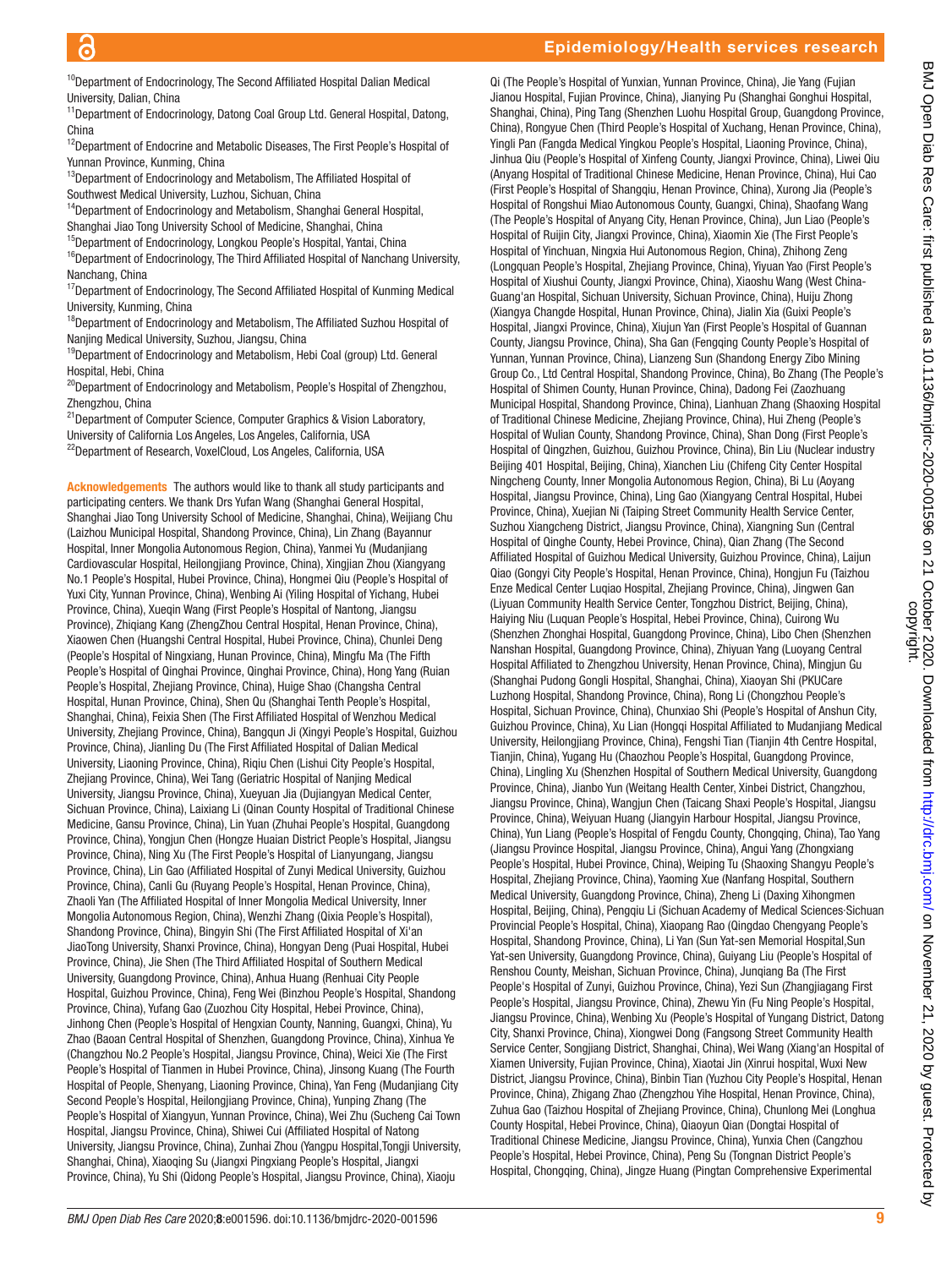[10]Department of Endocrinology, The Second Affiliated Hospital Dalian Medical University, Dalian, China

[11]Department of Endocrinology, Datong Coal Group Ltd. General Hospital, Datong, China

[12]Department of Endocrine and Metabolic Diseases, The First People's Hospital of Yunnan Province, Kunming, China

[13]Department of Endocrinology and Metabolism, The Affiliated Hospital of Southwest Medical University, Luzhou, Sichuan, China

[14]Department of Endocrinology and Metabolism, Shanghai General Hospital, Shanghai Jiao Tong University School of Medicine, Shanghai, China

[15]Department of Endocrinology, Longkou People's Hospital, Yantai, China

[16]Department of Endocrinology, The Third Affiliated Hospital of Nanchang University, Nanchang, China

[17]Department of Endocrinology, The Second Affiliated Hospital of Kunming Medical University, Kunming, China

[18]Department of Endocrinology and Metabolism, The Affiliated Suzhou Hospital of Nanjing Medical University, Suzhou, Jiangsu, China

[19]Department of Endocrinology and Metabolism, Hebi Coal (group) Ltd. General Hospital, Hebi, China

[20]Department of Endocrinology and Metabolism, People's Hospital of Zhengzhou, Zhengzhou, China

[21]Department of Computer Science, Computer Graphics & Vision Laboratory, University of California Los Angeles, Los Angeles, California, USA

[22]Department of Research, VoxelCloud, Los Angeles, California, USA

**Acknowledgements** The authors would like to thank all study participants and participating centers. We thank Drs Yufan Wang (Shanghai General Hospital, Shanghai Jiao Tong University School of Medicine, Shanghai, China), Weijiang Chu (Laizhou Municipal Hospital, Shandong Province, China), Lin Zhang (Bayannur Hospital, Inner Mongolia Autonomous Region, China), Yanmei Yu (Mudanjiang Cardiovascular Hospital, Heilongjiang Province, China), Xingjian Zhou (Xiangyang No.1 People's Hospital, Hubei Province, China), Hongmei Qiu (People's Hospital of Yuxi City, Yunnan Province, China), Wenbing Ai (Yiling Hospital of Yichang, Hubei Province, China), Xueqin Wang (First People's Hospital of Nantong, Jiangsu Province), Zhiqiang Kang (ZhengZhou Central Hospital, Henan Province, China), Xiaowen Chen (Huangshi Central Hospital, Hubei Province, China), Chunlei Deng (People's Hospital of Ningxiang, Hunan Province, China), Mingfu Ma (The Fifth People's Hospital of Qinghai Province, Qinghai Province, China), Hong Yang (Ruian People's Hospital, Zhejiang Province, China), Huige Shao (Changsha Central Hospital, Hunan Province, China), Shen Qu (Shanghai Tenth People's Hospital, Shanghai, China), Feixia Shen (The First Affiliated Hospital of Wenzhou Medical University, Zhejiang Province, China), Bangqun Ji (Xingyi People's Hospital, Guizhou Province, China), Jianling Du (The First Affiliated Hospital of Dalian Medical University, Liaoning Province, China), Riqiu Chen (Lishui City People's Hospital, Zhejiang Province, China), Wei Tang (Geriatric Hospital of Nanjing Medical University, Jiangsu Province, China), Xueyuan Jia (Dujiangyan Medical Center, Sichuan Province, China), Laixiang Li (Qinan County Hospital of Traditional Chinese Medicine, Gansu Province, China), Lin Yuan (Zhuhai People's Hospital, Guangdong Province, China), Yongjun Chen (Hongze Huaian District People's Hospital, Jiangsu Province, China), Ning Xu (The First People's Hospital of Lianyungang, Jiangsu Province, China), Lin Gao (Affiliated Hospital of Zunyi Medical University, Guizhou Province, China), Canli Gu (Ruyang People's Hospital, Henan Province, China), Zhaoli Yan (The Affiliated Hospital of Inner Mongolia Medical University, Inner Mongolia Autonomous Region, China), Wenzhi Zhang (Qixia People's Hospital), Shandong Province, China), Bingyin Shi (The First Affiliated Hospital of Xi'an JiaoTong University, Shanxi Province, China), Hongyan Deng (Puai Hospital, Hubei Province, China), Jie Shen (The Third Affiliated Hospital of Southern Medical University, Guangdong Province, China), Anhua Huang (Renhuai City People Hospital, Guizhou Province, China), Feng Wei (Binzhou People's Hospital, Shandong Province, China), Yufang Gao (Zuozhou City Hospital, Hebei Province, China), Jinhong Chen (People's Hospital of Hengxian County, Nanning, Guangxi, China), Yu Zhao (Baoan Central Hospital of Shenzhen, Guangdong Province, China), Xinhua Ye (Changzhou No.2 People's Hospital, Jiangsu Province, China), Weici Xie (The First People's Hospital of Tianmen in Hubei Province, China), Jinsong Kuang (The Fourth Hospital of People, Shenyang, Liaoning Province, China), Yan Feng (Mudanjiang City Second People's Hospital, Heilongjiang Province, China), Yunping Zhang (The People's Hospital of Xiangyun, Yunnan Province, China), Wei Zhu (Sucheng Cai Town Hospital, Jiangsu Province, China), Shiwei Cui (Affiliated Hospital of Natong University, Jiangsu Province, China), Zunhai Zhou (Yangpu Hospital,Tongji University, Shanghai, China), Xiaoqing Su (Jiangxi Pingxiang People's Hospital, Jiangxi Province, China), Yu Shi (Qidong People's Hospital, Jiangsu Province, China), Xiaoju Qi (The People's Hospital of Yunxian, Yunnan Province, China), Jie Yang (Fujian Jianou Hospital, Fujian Province, China), Jianying Pu (Shanghai Gonghui Hospital, Shanghai, China), Ping Tang (Shenzhen Luohu Hospital Group, Guangdong Province, China), Rongyue Chen (Third People's Hospital of Xuchang, Henan Province, China), Yingli Pan (Fangda Medical Yingkou People's Hospital, Liaoning Province, China), Jinhua Qiu (People's Hospital of Xinfeng County, Jiangxi Province, China), Liwei Qiu (Anyang Hospital of Traditional Chinese Medicine, Henan Province, China), Hui Cao (First People's Hospital of Shangqiu, Henan Province, China), Xurong Jia (People's Hospital of Rongshui Miao Autonomous County, Guangxi, China), Shaofang Wang (The People's Hospital of Anyang City, Henan Province, China), Jun Liao (People's Hospital of Ruijin City, Jiangxi Province, China), Xiaomin Xie (The First People's Hospital of Yinchuan, Ningxia Hui Autonomous Region, China), Zhihong Zeng (Longquan People's Hospital, Zhejiang Province, China), Yiyuan Yao (First People's Hospital of Xiushui County, Jiangxi Province, China), Xiaoshu Wang (West China-Guang'an Hospital, Sichuan University, Sichuan Province, China), Huiju Zhong (Xiangya Changde Hospital, Hunan Province, China), Jialin Xia (Guixi People's Hospital, Jiangxi Province, China), Xiujun Yan (First People's Hospital of Guannan County, Jiangsu Province, China), Sha Gan (Fengqing County People's Hospital of Yunnan, Yunnan Province, China), Lianzeng Sun (Shandong Energy Zibo Mining Group Co., Ltd Central Hospital, Shandong Province, China), Bo Zhang (The People's Hospital of Shimen County, Hunan Province, China), Dadong Fei (Zaozhuang Municipal Hospital, Shandong Province, China), Lianhuan Zhang (Shaoxing Hospital of Traditional Chinese Medicine, Zhejiang Province, China), Hui Zheng (People's Hospital of Wulian County, Shandong Province, China), Shan Dong (First People's Hospital of Qingzhen, Guizhou, Guizhou Province, China), Bin Liu (Nuclear industry Beijing 401 Hospital, Beijing, China), Xianchen Liu (Chifeng City Center Hospital Ningcheng County, Inner Mongolia Autonomous Region, China), Bi Lu (Aoyang Hospital, Jiangsu Province, China), Ling Gao (Xiangyang Central Hospital, Hubei Province, China), Xuejian Ni (Taiping Street Community Health Service Center, Suzhou Xiangcheng District, Jiangsu Province, China), Xiangning Sun (Central Hospital of Qinghe County, Hebei Province, China), Qian Zhang (The Second Affiliated Hospital of Guizhou Medical University, Guizhou Province, China), Laijun Qiao (Gongyi City People's Hospital, Henan Province, China), Hongjun Fu (Taizhou Enze Medical Center Luqiao Hospital, Zhejiang Province, China), Jingwen Gan (Liyuan Community Health Service Center, Tongzhou District, Beijing, China), Haiying Niu (Luquan People's Hospital, Hebei Province, China), Cuirong Wu (Shenzhen Zhonghai Hospital, Guangdong Province, China), Libo Chen (Shenzhen Nanshan Hospital, Guangdong Province, China), Zhiyuan Yang (Luoyang Central Hospital Affiliated to Zhengzhou University, Henan Province, China), Mingjun Gu (Shanghai Pudong Gongli Hospital, Shanghai, China), Xiaoyan Shi (PKUCare Luzhong Hospital, Shandong Province, China), Rong Li (Chongzhou People's Hospital, Sichuan Province, China), Chunxiao Shi (People's Hospital of Anshun City, Guizhou Province, China), Xu Lian (Hongqi Hospital Affiliated to Mudanjiang Medical University, Heilongjiang Province, China), Fengshi Tian (Tianjin 4th Centre Hospital, Tianjin, China), Yugang Hu (Chaozhou People's Hospital, Guangdong Province, China), Lingling Xu (Shenzhen Hospital of Southern Medical University, Guangdong Province, China), Jianbo Yun (Weitang Health Center, Xinbei District, Changzhou, Jiangsu Province, China), Wangjun Chen (Taicang Shaxi People's Hospital, Jiangsu Province, China), Weiyuan Huang (Jiangyin Harbour Hospital, Jiangsu Province, China), Yun Liang (People's Hospital of Fengdu County, Chongqing, China), Tao Yang (Jiangsu Province Hospital, Jiangsu Province, China), Angui Yang (Zhongxiang People's Hospital, Hubei Province, China), Weiping Tu (Shaoxing Shangyu People's Hospital, Zhejiang Province, China), Yaoming Xue (Nanfang Hospital, Southern Medical University, Guangdong Province, China), Zheng Li (Daxing Xihongmen Hospital, Beijing, China), Pengqiu Li (Sichuan Academy of Medical Sciences·Sichuan Provincial People's Hospital, China), Xiaopang Rao (Qingdao Chengyang People's Hospital, Shandong Province, China), Li Yan (Sun Yat-sen Memorial Hospital,Sun Yat-sen University, Guangdong Province, China), Guiyang Liu (People's Hospital of Renshou County, Meishan, Sichuan Province, China), Junqiang Ba (The First People's Hospital of Zunyi, Guizhou Province, China), Yezi Sun (Zhangjiagang First People's Hospital, Jiangsu Province, China), Zhewu Yin (Fu Ning People's Hospital, Jiangsu Province, China), Wenbing Xu (People's Hospital of Yungang District, Datong City, Shanxi Province, China), Xiongwei Dong (Fangsong Street Community Health Service Center, Songjiang District, Shanghai, China), Wei Wang (Xiang'an Hospital of Xiamen University, Fujian Province, China), Xiaotai Jin (Xinrui hospital, Wuxi New District, Jiangsu Province, China), Binbin Tian (Yuzhou City People's Hospital, Henan Province, China), Zhigang Zhao (Zhengzhou Yihe Hospital, Henan Province, China), Zuhua Gao (Taizhou Hospital of Zhejiang Province, China), Chunlong Mei (Longhua County Hospital, Hebei Province, China), Qiaoyun Qian (Dongtai Hospital of Traditional Chinese Medicine, Jiangsu Province, China), Yunxia Chen (Cangzhou People's Hospital, Hebei Province, China), Peng Su (Tongnan District People's Hospital, Chongqing, China), Jingze Huang (Pingtan Comprehensive Experimental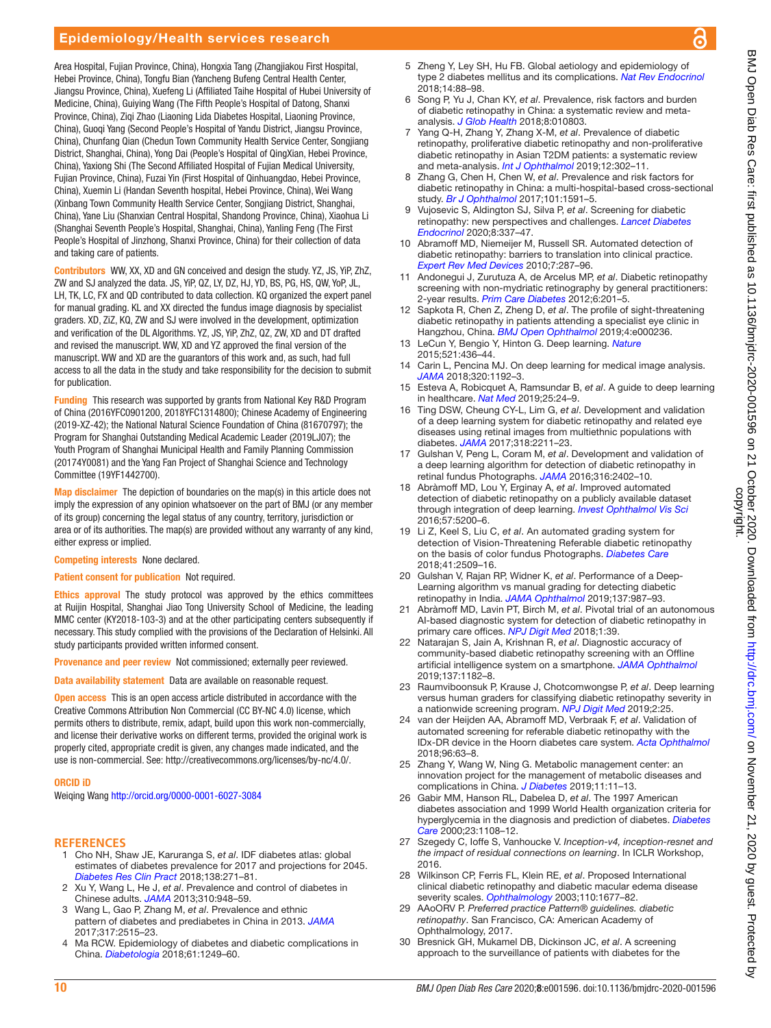Area Hospital, Fujian Province, China), Hongxia Tang (Zhangjiakou First Hospital, Hebei Province, China), Tongfu Bian (Yancheng Bufeng Central Health Center, Jiangsu Province, China), Xuefeng Li (Affiliated Taihe Hospital of Hubei University of Medicine, China), Guiying Wang (The Fifth People's Hospital of Datong, Shanxi Province, China), Ziqi Zhao (Liaoning Lida Diabetes Hospital, Liaoning Province, China), Guoqi Yang (Second People's Hospital of Yandu District, Jiangsu Province, China), Chunfang Qian (Chedun Town Community Health Service Center, Songjiang District, Shanghai, China), Yong Dai (People's Hospital of QingXian, Hebei Province, China), Yaxiong Shi (The Second Affiliated Hospital of Fujian Medical University, Fujian Province, China), Fuzai Yin (First Hospital of Qinhuangdao, Hebei Province, China), Xuemin Li (Handan Seventh hospital, Hebei Province, China), Wei Wang (Xinbang Town Community Health Service Center, Songjiang District, Shanghai, China), Yane Liu (Shanxian Central Hospital, Shandong Province, China), Xiaohua Li (Shanghai Seventh People's Hospital, Shanghai, China), Yanling Feng (The First People's Hospital of Jinzhong, Shanxi Province, China) for their collection of data and taking care of patients.

**Contributors** WW, XX, XD and GN conceived and design the study. YZ, JS, YiP, ZhZ, ZW and SJ analyzed the data. JS, YiP, QZ, LY, DZ, HJ, YD, BS, PG, HS, QW, YoP, JL, LH, TK, LC, FX and QD contributed to data collection. KQ organized the expert panel for manual grading. KL and XX directed the fundus image diagnosis by specialist graders. XD, ZiZ, KQ, ZW and SJ were involved in the development, optimization and verification of the DL Algorithms. YZ, JS, YiP, ZhZ, QZ, ZW, XD and DT drafted and revised the manuscript. WW, XD and YZ approved the final version of the manuscript. WW and XD are the guarantors of this work and, as such, had full access to all the data in the study and take responsibility for the decision to submit for publication.

**Funding** This research was supported by grants from National Key R&D Program of China (2016YFC0901200, 2018YFC1314800); Chinese Academy of Engineering (2019-XZ-42); the National Natural Science Foundation of China (81670797); the Program for Shanghai Outstanding Medical Academic Leader (2019LJ07); the Youth Program of Shanghai Municipal Health and Family Planning Commission (20174Y0081) and the Yang Fan Project of Shanghai Science and Technology Committee (19YF1442700).

**Map disclaimer** The depiction of boundaries on the map(s) in this article does not imply the expression of any opinion whatsoever on the part of BMJ (or any member of its group) concerning the legal status of any country, territory, jurisdiction or area or of its authorities. The map(s) are provided without any warranty of any kind, either express or implied.

**Competing interests** None declared.

**Patient consent for publication** Not required.

**Ethics approval** The study protocol was approved by the ethics committees at Ruijin Hospital, Shanghai Jiao Tong University School of Medicine, the leading MMC center (KY2018-103-3) and at the other participating centers subsequently if necessary. This study complied with the provisions of the Declaration of Helsinki. All study participants provided written informed consent.

**Provenance and peer review** Not commissioned; externally peer reviewed.

**Data availability statement** Data are available on reasonable request.

**Open access** This is an open access article distributed in accordance with the Creative Commons Attribution Non Commercial (CC BY-NC 4.0) license, which permits others to distribute, remix, adapt, build upon this work non-commercially, and license their derivative works on different terms, provided the original work is properly cited, appropriate credit is given, any changes made indicated, and the use is non-commercial. See: http://creativecommons.org/licenses/by-nc/4.0/.

**ORCID iD**

Weiqing Wang http://orcid.org/0000-0001-6027-3084

## REFERENCES

1. Cho NH, Shaw JE, Karuranga S, *et al*. IDF diabetes atlas: global estimates of diabetes prevalence for 2017 and projections for 2045. *Diabetes Res Clin Pract* 2018;138:271–81.
2. Xu Y, Wang L, He J, *et al*. Prevalence and control of diabetes in Chinese adults. *JAMA* 2013;310:948–59.
3. Wang L, Gao P, Zhang M, *et al*. Prevalence and ethnic pattern of diabetes and prediabetes in China in 2013. *JAMA* 2017;317:2515–23.
4. Ma RCW. Epidemiology of diabetes and diabetic complications in China. *Diabetologia* 2018;61:1249–60.
5. Zheng Y, Ley SH, Hu FB. Global aetiology and epidemiology of type 2 diabetes mellitus and its complications. *Nat Rev Endocrinol* 2018;14:88–98.
6. Song P, Yu J, Chan KY, *et al*. Prevalence, risk factors and burden of diabetic retinopathy in China: a systematic review and meta-analysis. *J Glob Health* 2018;8:010803.
7. Yang Q-H, Zhang Y, Zhang X-M, *et al*. Prevalence of diabetic retinopathy, proliferative diabetic retinopathy and non-proliferative diabetic retinopathy in Asian T2DM patients: a systematic review and meta-analysis. *Int J Ophthalmol* 2019;12:302–11.
8. Zhang G, Chen H, Chen W, *et al*. Prevalence and risk factors for diabetic retinopathy in China: a multi-hospital-based cross-sectional study. *Br J Ophthalmol* 2017;101:1591–5.
9. Vujosevic S, Aldington SJ, Silva P, *et al*. Screening for diabetic retinopathy: new perspectives and challenges. *Lancet Diabetes Endocrinol* 2020;8:337–47.
10. Abramoff MD, Niemeijer M, Russell SR. Automated detection of diabetic retinopathy: barriers to translation into clinical practice. *Expert Rev Med Devices* 2010;7:287–96.
11. Andonegui J, Zurutuza A, de Arcelus MP, *et al*. Diabetic retinopathy screening with non-mydriatic retinography by general practitioners: 2-year results. *Prim Care Diabetes* 2012;6:201–5.
12. Sapkota R, Chen Z, Zheng D, *et al*. The profile of sight-threatening diabetic retinopathy in patients attending a specialist eye clinic in Hangzhou, China. *BMJ Open Ophthalmol* 2019;4:e000236.
13. LeCun Y, Bengio Y, Hinton G. Deep learning. *Nature* 2015;521:436–44.
14. Carin L, Pencina MJ. On deep learning for medical image analysis. *JAMA* 2018;320:1192–3.
15. Esteva A, Robicquet A, Ramsundar B, *et al*. A guide to deep learning in healthcare. *Nat Med* 2019;25:24–9.
16. Ting DSW, Cheung CY-L, Lim G, *et al*. Development and validation of a deep learning system for diabetic retinopathy and related eye diseases using retinal images from multiethnic populations with diabetes. *JAMA* 2017;318:2211–23.
17. Gulshan V, Peng L, Coram M, *et al*. Development and validation of a deep learning algorithm for detection of diabetic retinopathy in retinal fundus Photographs. *JAMA* 2016;316:2402–10.
18. Abràmoff MD, Lou Y, Erginay A, *et al*. Improved automated detection of diabetic retinopathy on a publicly available dataset through integration of deep learning. *Invest Ophthalmol Vis Sci* 2016;57:5200–6.
19. Li Z, Keel S, Liu C, *et al*. An automated grading system for detection of Vision-Threatening Referable diabetic retinopathy on the basis of color fundus Photographs. *Diabetes Care* 2018;41:2509–16.
20. Gulshan V, Rajan RP, Widner K, *et al*. Performance of a Deep-Learning algorithm vs manual grading for detecting diabetic retinopathy in India. *JAMA Ophthalmol* 2019;137:987–93.
21. Abràmoff MD, Lavin PT, Birch M, *et al*. Pivotal trial of an autonomous AI-based diagnostic system for detection of diabetic retinopathy in primary care offices. *NPJ Digit Med* 2018;1:39.
22. Natarajan S, Jain A, Krishnan R, *et al*. Diagnostic accuracy of community-based diabetic retinopathy screening with an Offline artificial intelligence system on a smartphone. *JAMA Ophthalmol* 2019;137:1182–8.
23. Raumviboonsuk P, Krause J, Chotcomwongse P, *et al*. Deep learning versus human graders for classifying diabetic retinopathy severity in a nationwide screening program. *NPJ Digit Med* 2019;2:25.
24. van der Heijden AA, Abramoff MD, Verbraak F, *et al*. Validation of automated screening for referable diabetic retinopathy with the IDx-DR device in the Hoorn diabetes care system. *Acta Ophthalmol* 2018;96:63–8.
25. Zhang Y, Wang W, Ning G. Metabolic management center: an innovation project for the management of metabolic diseases and complications in China. *J Diabetes* 2019;11:11–13.
26. Gabir MM, Hanson RL, Dabelea D, *et al*. The 1997 American diabetes association and 1999 World Health organization criteria for hyperglycemia in the diagnosis and prediction of diabetes. *Diabetes Care* 2000;23:1108–12.
27. Szegedy C, Ioffe S, Vanhoucke V. *Inception-v4, inception-resnet and the impact of residual connections on learning*. In ICLR Workshop, 2016.
28. Wilkinson CP, Ferris FL, Klein RE, *et al*. Proposed International clinical diabetic retinopathy and diabetic macular edema disease severity scales. *Ophthalmology* 2003;110:1677–82.
29. AAoORV P. *Preferred practice Pattern® guidelines. diabetic retinopathy*. San Francisco, CA: American Academy of Ophthalmology, 2017.
30. Bresnick GH, Mukamel DB, Dickinson JC, *et al*. A screening approach to the surveillance of patients with diabetes for the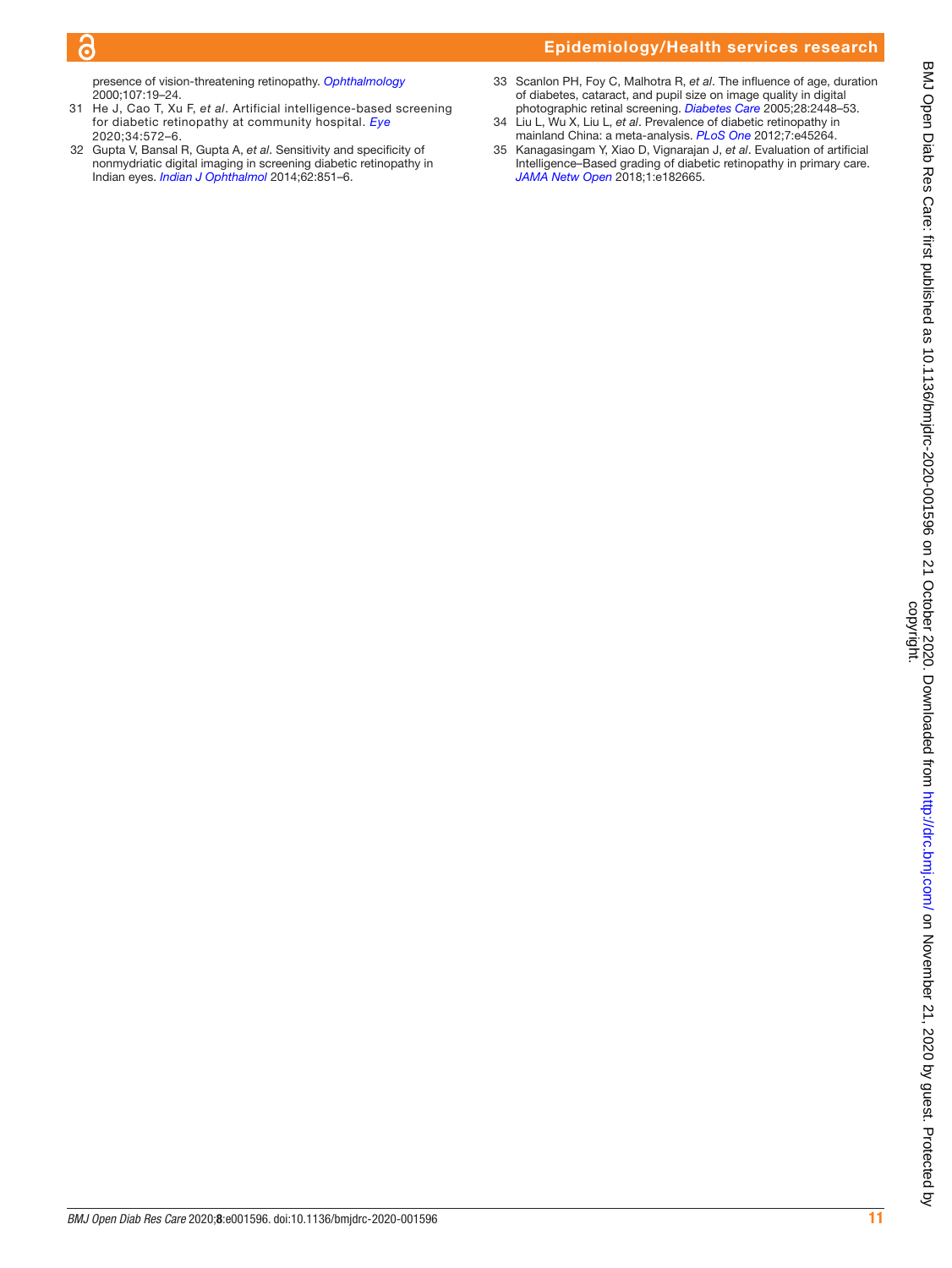presence of vision-threatening retinopathy. *Ophthalmology* 2000;107:19–24.

31 He J, Cao T, Xu F, *et al*. Artificial intelligence-based screening for diabetic retinopathy at community hospital. *Eye* 2020;34:572–6.

32 Gupta V, Bansal R, Gupta A, *et al*. Sensitivity and specificity of nonmydriatic digital imaging in screening diabetic retinopathy in Indian eyes. *Indian J Ophthalmol* 2014;62:851–6.

33 Scanlon PH, Foy C, Malhotra R, *et al*. The influence of age, duration of diabetes, cataract, and pupil size on image quality in digital photographic retinal screening. *Diabetes Care* 2005;28:2448–53.

34 Liu L, Wu X, Liu L, *et al*. Prevalence of diabetic retinopathy in mainland China: a meta-analysis. *PLoS One* 2012;7:e45264.

35 Kanagasingam Y, Xiao D, Vignarajan J, *et al*. Evaluation of artificial Intelligence–Based grading of diabetic retinopathy in primary care. *JAMA Netw Open* 2018;1:e182665.